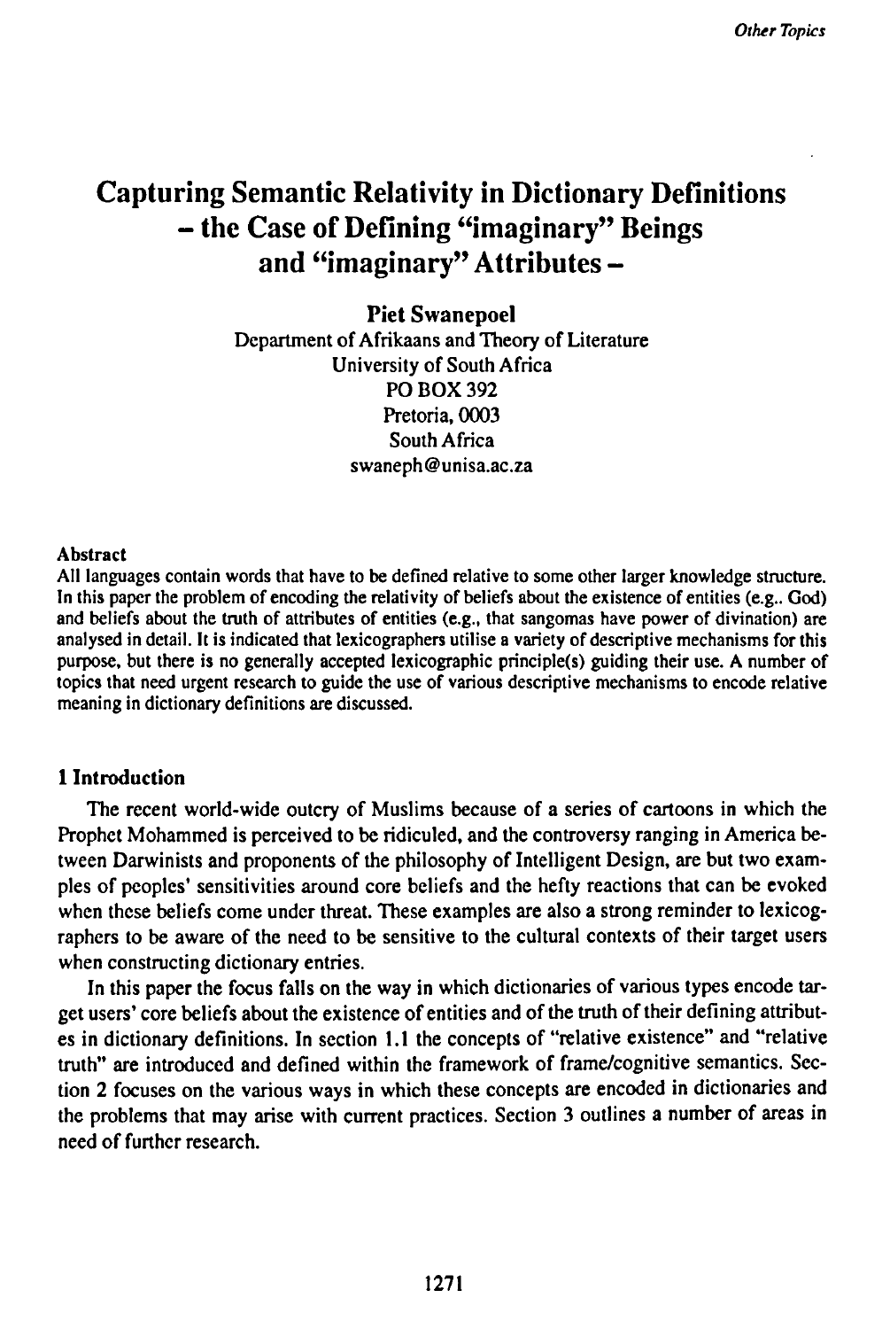# Capturing Semantic Relativity in Dictionary Definitions – the Case of Defining "imaginary" Beings and "imaginary" Attributes –

**Piet Swanepoel**
Department of Afrikaans and Theory of Literature
University of South Africa
PO BOX 392
Pretoria, 0003
South Africa
swaneph@unisa.ac.za

**Abstract**

All languages contain words that have to be defined relative to some other larger knowledge structure. In this paper the problem of encoding the relativity of beliefs about the existence of entities (e.g.. God) and beliefs about the truth of attributes of entities (e.g., that sangomas have power of divination) are analysed in detail. It is indicated that lexicographers utilise a variety of descriptive mechanisms for this purpose, but there is no generally accepted lexicographic principle(s) guiding their use. A number of topics that need urgent research to guide the use of various descriptive mechanisms to encode relative meaning in dictionary definitions are discussed.

## 1 Introduction

The recent world-wide outcry of Muslims because of a series of cartoons in which the Prophet Mohammed is perceived to be ridiculed, and the controversy ranging in America between Darwinists and proponents of the philosophy of Intelligent Design, are but two examples of peoples' sensitivities around core beliefs and the hefty reactions that can be evoked when these beliefs come under threat. These examples are also a strong reminder to lexicographers to be aware of the need to be sensitive to the cultural contexts of their target users when constructing dictionary entries.

In this paper the focus falls on the way in which dictionaries of various types encode target users' core beliefs about the existence of entities and of the truth of their defining attributes in dictionary definitions. In section 1.1 the concepts of "relative existence" and "relative truth" are introduced and defined within the framework of frame/cognitive semantics. Section 2 focuses on the various ways in which these concepts are encoded in dictionaries and the problems that may arise with current practices. Section 3 outlines a number of areas in need of further research.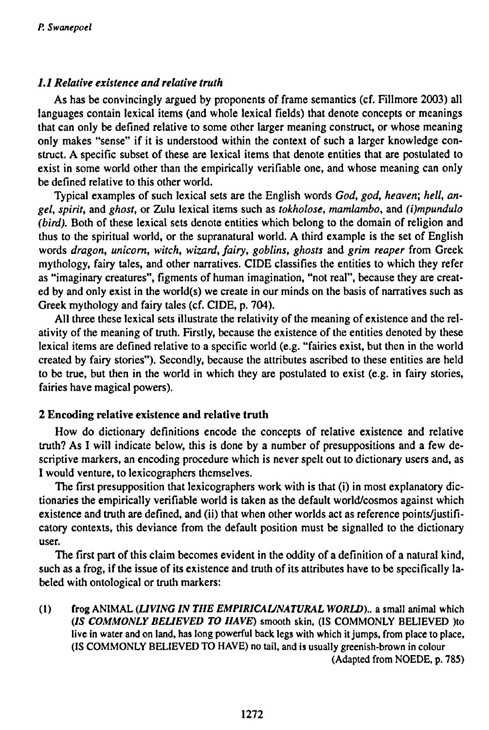### *1.1 Relative existence and relative truth*

As has be convincingly argued by proponents of frame semantics (cf. Fillmore 2003) all languages contain lexical items (and whole lexical fields) that denote concepts or meanings that can only be defined relative to some other larger meaning construct, or whose meaning only makes "sense" if it is understood within the context of such a larger knowledge construct. A specific subset of these are lexical items that denote entities that are postulated to exist in some world other than the empirically verifiable one, and whose meaning can only be defined relative to this other world.

Typical examples of such lexical sets are the English words *God, god, heaven; hell, angel, spirit,* and *ghost,* or Zulu lexical items such as *tokholose, mamlambo,* and *(i)mpundulo (bird).* Both of these lexical sets denote entities which belong to the domain of religion and thus to the spiritual world, or the supranatural world. A third example is the set of English words *dragon, unicorn, witch, wizard, fairy, goblins, ghosts* and *grim reaper* from Greek mythology, fairy tales, and other narratives. CIDE classifies the entities to which they refer as "imaginary creatures", figments of human imagination, "not real", because they are created by and only exist in the world(s) we create in our minds on the basis of narratives such as Greek mythology and fairy tales (cf. CIDE, p. 704).

All three these lexical sets illustrate the relativity of the meaning of existence and the relativity of the meaning of truth. Firstly, because the existence of the entities denoted by these lexical items are defined relative to a specific world (e.g. "fairies exist, but then in the world created by fairy stories"). Secondly, because the attributes ascribed to these entities are held to be true, but then in the world in which they are postulated to exist (e.g. in fairy stories, fairies have magical powers).

## 2 Encoding relative existence and relative truth

How do dictionary definitions encode the concepts of relative existence and relative truth? As I will indicate below, this is done by a number of presuppositions and a few descriptive markers, an encoding procedure which is never spelt out to dictionary users and, as I would venture, to lexicographers themselves.

The first presupposition that lexicographers work with is that (i) in most explanatory dictionaries the empirically verifiable world is taken as the default world/cosmos against which existence and truth are defined, and (ii) that when other worlds act as reference points/justificatory contexts, this deviance from the default position must be signalled to the dictionary user.

The first part of this claim becomes evident in the oddity of a definition of a natural kind, such as a frog, if the issue of its existence and truth of its attributes have to be specifically labeled with ontological or truth markers:

(1) frog ANIMAL *(LIVING IN THE EMPIRICAL/NATURAL WORLD)*.. a small animal which *(IS COMMONLY BELIEVED TO HAVE)* smooth skin, (IS COMMONLY BELIEVED )to live in water and on land, has long powerful back legs with which it jumps, from place to place, (IS COMMONLY BELIEVED TO HAVE) no tail, and is usually greenish-brown in colour (Adapted from NOEDE, p. 785)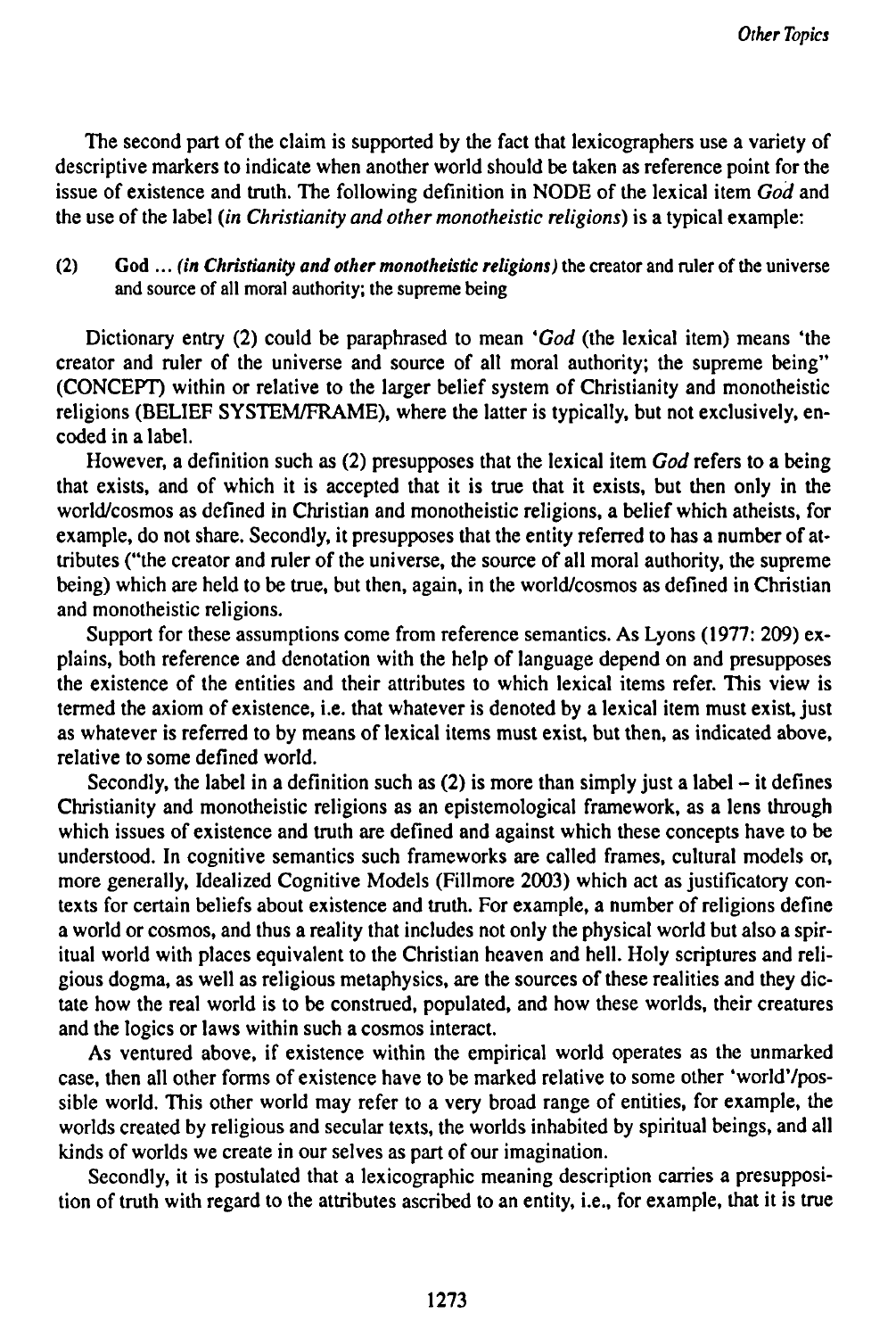The second part of the claim is supported by the fact that lexicographers use a variety of descriptive markers to indicate when another world should be taken as reference point for the issue of existence and truth. The following definition in NODE of the lexical item *God* and the use of the label (*in Christianity and other monotheistic religions*) is a typical example:

(2) **God** ... ***(in Christianity and other monotheistic religions)*** the creator and ruler of the universe and source of all moral authority; the supreme being

Dictionary entry (2) could be paraphrased to mean '*God* (the lexical item) means 'the creator and ruler of the universe and source of all moral authority; the supreme being" (CONCEPT) within or relative to the larger belief system of Christianity and monotheistic religions (BELIEF SYSTEM/FRAME), where the latter is typically, but not exclusively, encoded in a label.

However, a definition such as (2) presupposes that the lexical item *God* refers to a being that exists, and of which it is accepted that it is true that it exists, but then only in the world/cosmos as defined in Christian and monotheistic religions, a belief which atheists, for example, do not share. Secondly, it presupposes that the entity referred to has a number of attributes ("the creator and ruler of the universe, the source of all moral authority, the supreme being) which are held to be true, but then, again, in the world/cosmos as defined in Christian and monotheistic religions.

Support for these assumptions come from reference semantics. As Lyons (1977: 209) explains, both reference and denotation with the help of language depend on and presupposes the existence of the entities and their attributes to which lexical items refer. This view is termed the axiom of existence, i.e. that whatever is denoted by a lexical item must exist, just as whatever is referred to by means of lexical items must exist, but then, as indicated above, relative to some defined world.

Secondly, the label in a definition such as (2) is more than simply just a label – it defines Christianity and monotheistic religions as an epistemological framework, as a lens through which issues of existence and truth are defined and against which these concepts have to be understood. In cognitive semantics such frameworks are called frames, cultural models or, more generally, Idealized Cognitive Models (Fillmore 2003) which act as justificatory contexts for certain beliefs about existence and truth. For example, a number of religions define a world or cosmos, and thus a reality that includes not only the physical world but also a spiritual world with places equivalent to the Christian heaven and hell. Holy scriptures and religious dogma, as well as religious metaphysics, are the sources of these realities and they dictate how the real world is to be construed, populated, and how these worlds, their creatures and the logics or laws within such a cosmos interact.

As ventured above, if existence within the empirical world operates as the unmarked case, then all other forms of existence have to be marked relative to some other 'world'/possible world. This other world may refer to a very broad range of entities, for example, the worlds created by religious and secular texts, the worlds inhabited by spiritual beings, and all kinds of worlds we create in our selves as part of our imagination.

Secondly, it is postulated that a lexicographic meaning description carries a presupposition of truth with regard to the attributes ascribed to an entity, i.e., for example, that it is true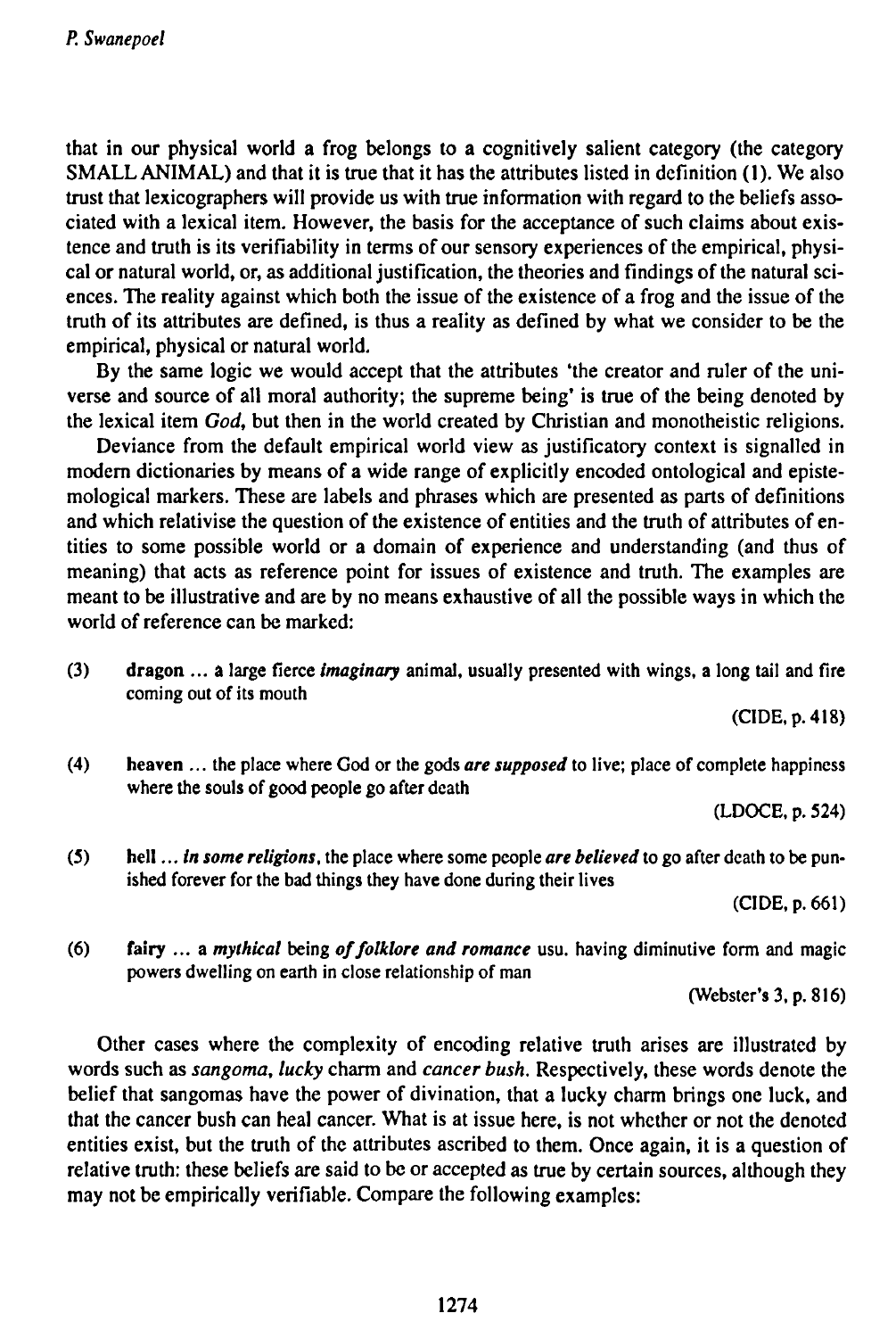that in our physical world a frog belongs to a cognitively salient category (the category SMALL ANIMAL) and that it is true that it has the attributes listed in definition (1). We also trust that lexicographers will provide us with true information with regard to the beliefs associated with a lexical item. However, the basis for the acceptance of such claims about existence and truth is its verifiability in terms of our sensory experiences of the empirical, physical or natural world, or, as additional justification, the theories and findings of the natural sciences. The reality against which both the issue of the existence of a frog and the issue of the truth of its attributes are defined, is thus a reality as defined by what we consider to be the empirical, physical or natural world.

By the same logic we would accept that the attributes 'the creator and ruler of the universe and source of all moral authority; the supreme being' is true of the being denoted by the lexical item *God*, but then in the world created by Christian and monotheistic religions.

Deviance from the default empirical world view as justificatory context is signalled in modern dictionaries by means of a wide range of explicitly encoded ontological and epistemological markers. These are labels and phrases which are presented as parts of definitions and which relativise the question of the existence of entities and the truth of attributes of entities to some possible world or a domain of experience and understanding (and thus of meaning) that acts as reference point for issues of existence and truth. The examples are meant to be illustrative and are by no means exhaustive of all the possible ways in which the world of reference can be marked:

(3) **dragon** ... a large fierce ***imaginary*** animal, usually presented with wings, a long tail and fire coming out of its mouth

(CIDE, p. 418)

(4) **heaven** ... the place where God or the gods ***are supposed*** to live; place of complete happiness where the souls of good people go after death

(LDOCE, p. 524)

(5) **hell** ... ***in some religions***, the place where some people ***are believed*** to go after death to be punished forever for the bad things they have done during their lives

(CIDE, p. 661)

(6) **fairy** ... a ***mythical*** being ***of folklore and romance*** usu. having diminutive form and magic powers dwelling on earth in close relationship of man

(Webster's 3, p. 816)

Other cases where the complexity of encoding relative truth arises are illustrated by words such as *sangoma*, *lucky* charm and *cancer bush*. Respectively, these words denote the belief that sangomas have the power of divination, that a lucky charm brings one luck, and that the cancer bush can heal cancer. What is at issue here, is not whether or not the denoted entities exist, but the truth of the attributes ascribed to them. Once again, it is a question of relative truth: these beliefs are said to be or accepted as true by certain sources, although they may not be empirically verifiable. Compare the following examples: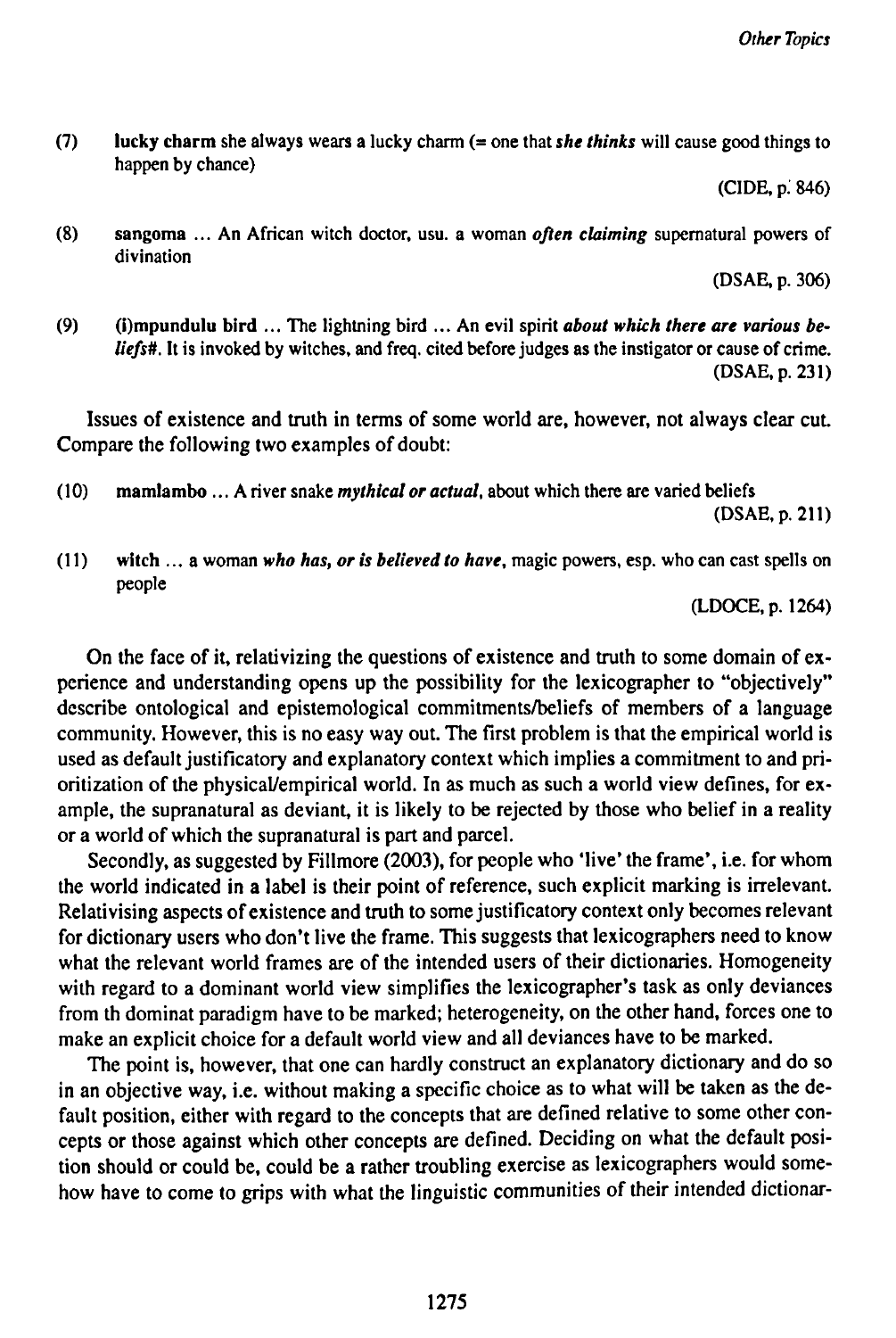(7) **lucky charm** she always wears a lucky charm (= one that ***she thinks*** will cause good things to happen by chance)

(CIDE, p. 846)

(8) **sangoma** ... An African witch doctor, usu. a woman ***often claiming*** supernatural powers of divination

(DSAE, p. 306)

(9) **(i)mpundulu bird** ... The lightning bird ... An evil spirit ***about which there are various beliefs#***. It is invoked by witches, and freq. cited before judges as the instigator or cause of crime.

(DSAE, p. 231)

Issues of existence and truth in terms of some world are, however, not always clear cut. Compare the following two examples of doubt:

(10) **mamlambo** ... A river snake ***mythical or actual***, about which there are varied beliefs

(DSAE, p. 211)

(11) **witch** ... a woman ***who has, or is believed to have***, magic powers, esp. who can cast spells on people

(LDOCE, p. 1264)

On the face of it, relativizing the questions of existence and truth to some domain of experience and understanding opens up the possibility for the lexicographer to "objectively" describe ontological and epistemological commitments/beliefs of members of a language community. However, this is no easy way out. The first problem is that the empirical world is used as default justificatory and explanatory context which implies a commitment to and prioritization of the physical/empirical world. In as much as such a world view defines, for example, the supranatural as deviant, it is likely to be rejected by those who belief in a reality or a world of which the supranatural is part and parcel.

Secondly, as suggested by Fillmore (2003), for people who 'live' the frame', i.e. for whom the world indicated in a label is their point of reference, such explicit marking is irrelevant. Relativising aspects of existence and truth to some justificatory context only becomes relevant for dictionary users who don't live the frame. This suggests that lexicographers need to know what the relevant world frames are of the intended users of their dictionaries. Homogeneity with regard to a dominant world view simplifies the lexicographer's task as only deviances from th dominat paradigm have to be marked; heterogeneity, on the other hand, forces one to make an explicit choice for a default world view and all deviances have to be marked.

The point is, however, that one can hardly construct an explanatory dictionary and do so in an objective way, i.e. without making a specific choice as to what will be taken as the default position, either with regard to the concepts that are defined relative to some other concepts or those against which other concepts are defined. Deciding on what the default position should or could be, could be a rather troubling exercise as lexicographers would somehow have to come to grips with what the linguistic communities of their intended dictionar-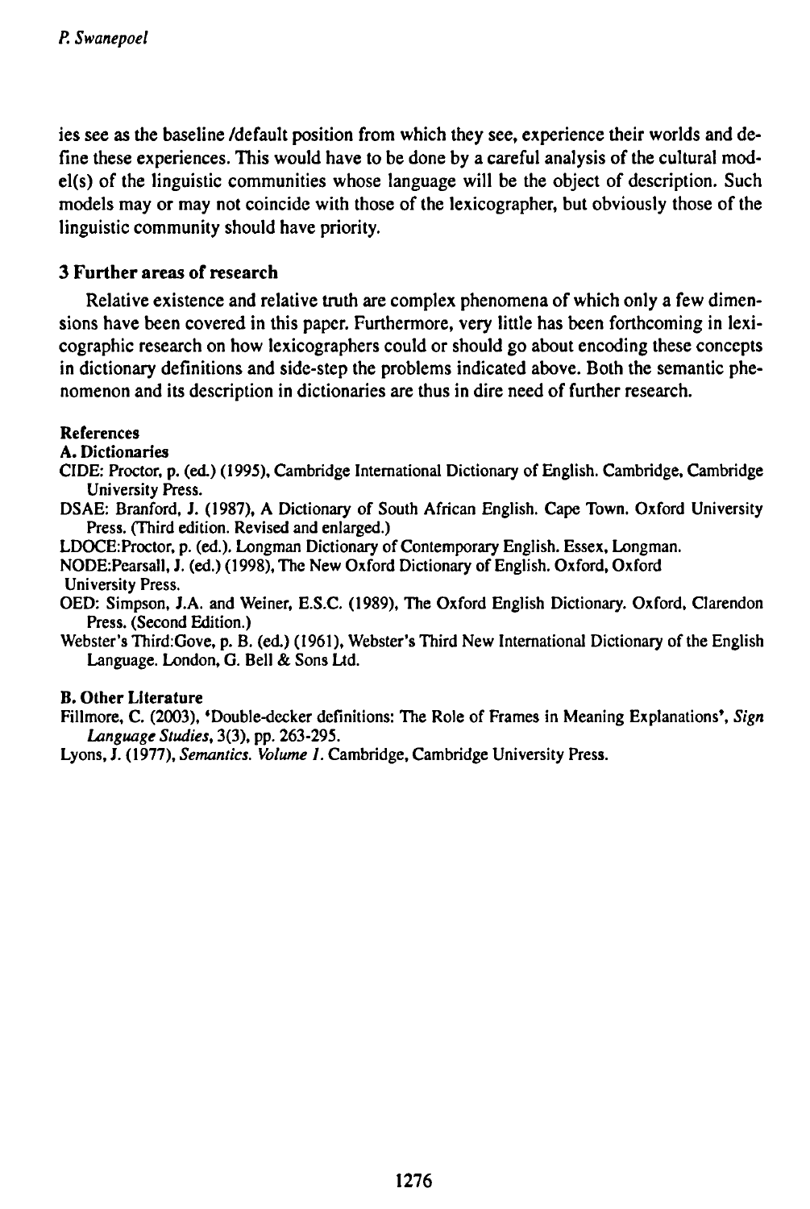ies see as the baseline /default position from which they see, experience their worlds and define these experiences. This would have to be done by a careful analysis of the cultural model(s) of the linguistic communities whose language will be the object of description. Such models may or may not coincide with those of the lexicographer, but obviously those of the linguistic community should have priority.

## 3 Further areas of research

Relative existence and relative truth are complex phenomena of which only a few dimensions have been covered in this paper. Furthermore, very little has been forthcoming in lexicographic research on how lexicographers could or should go about encoding these concepts in dictionary definitions and side-step the problems indicated above. Both the semantic phenomenon and its description in dictionaries are thus in dire need of further research.

### References

#### A. Dictionaries

CIDE: Proctor, p. (ed.) (1995), Cambridge International Dictionary of English. Cambridge, Cambridge University Press.

DSAE: Branford, J. (1987), A Dictionary of South African English. Cape Town. Oxford University Press. (Third edition. Revised and enlarged.)

LDOCE:Proctor, p. (ed.). Longman Dictionary of Contemporary English. Essex, Longman.

NODE:Pearsall, J. (ed.) (1998), The New Oxford Dictionary of English. Oxford, Oxford University Press.

OED: Simpson, J.A. and Weiner, E.S.C. (1989), The Oxford English Dictionary. Oxford, Clarendon Press. (Second Edition.)

Webster's Third:Gove, p. B. (ed.) (1961), Webster's Third New International Dictionary of the English Language. London, G. Bell & Sons Ltd.

#### B. Other Literature

Fillmore, C. (2003), 'Double-decker definitions: The Role of Frames in Meaning Explanations', *Sign Language Studies*, 3(3), pp. 263-295.

Lyons, J. (1977), *Semantics. Volume 1*. Cambridge, Cambridge University Press.